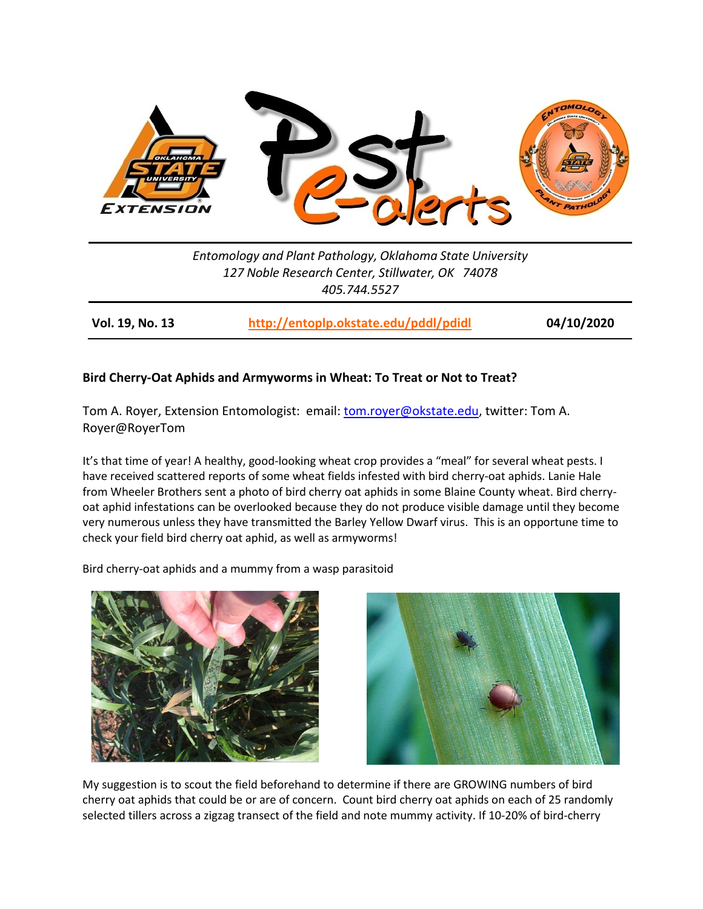Entomology and Plant Pathology, Oklahoma State University
127 Noble Research Center, Stillwater, OK 74078
405.744.5527

| Vol. 19, No. 13 | http://entoplp.okstate.edu/pddl/pdidl | 04/10/2020 |
| --- | --- | --- |

## Bird Cherry-Oat Aphids and Armyworms in Wheat: To Treat or Not to Treat?

Tom A. Royer, Extension Entomologist: email: tom.royer@okstate.edu, twitter: Tom A. Royer@RoyerTom

It's that time of year! A healthy, good-looking wheat crop provides a "meal" for several wheat pests. I have received scattered reports of some wheat fields infested with bird cherry-oat aphids. Lanie Hale from Wheeler Brothers sent a photo of bird cherry oat aphids in some Blaine County wheat. Bird cherry-oat aphid infestations can be overlooked because they do not produce visible damage until they become very numerous unless they have transmitted the Barley Yellow Dwarf virus. This is an opportune time to check your field bird cherry oat aphid, as well as armyworms!

Bird cherry-oat aphids and a mummy from a wasp parasitoid

My suggestion is to scout the field beforehand to determine if there are GROWING numbers of bird cherry oat aphids that could be or are of concern. Count bird cherry oat aphids on each of 25 randomly selected tillers across a zigzag transect of the field and note mummy activity. If 10-20% of bird-cherry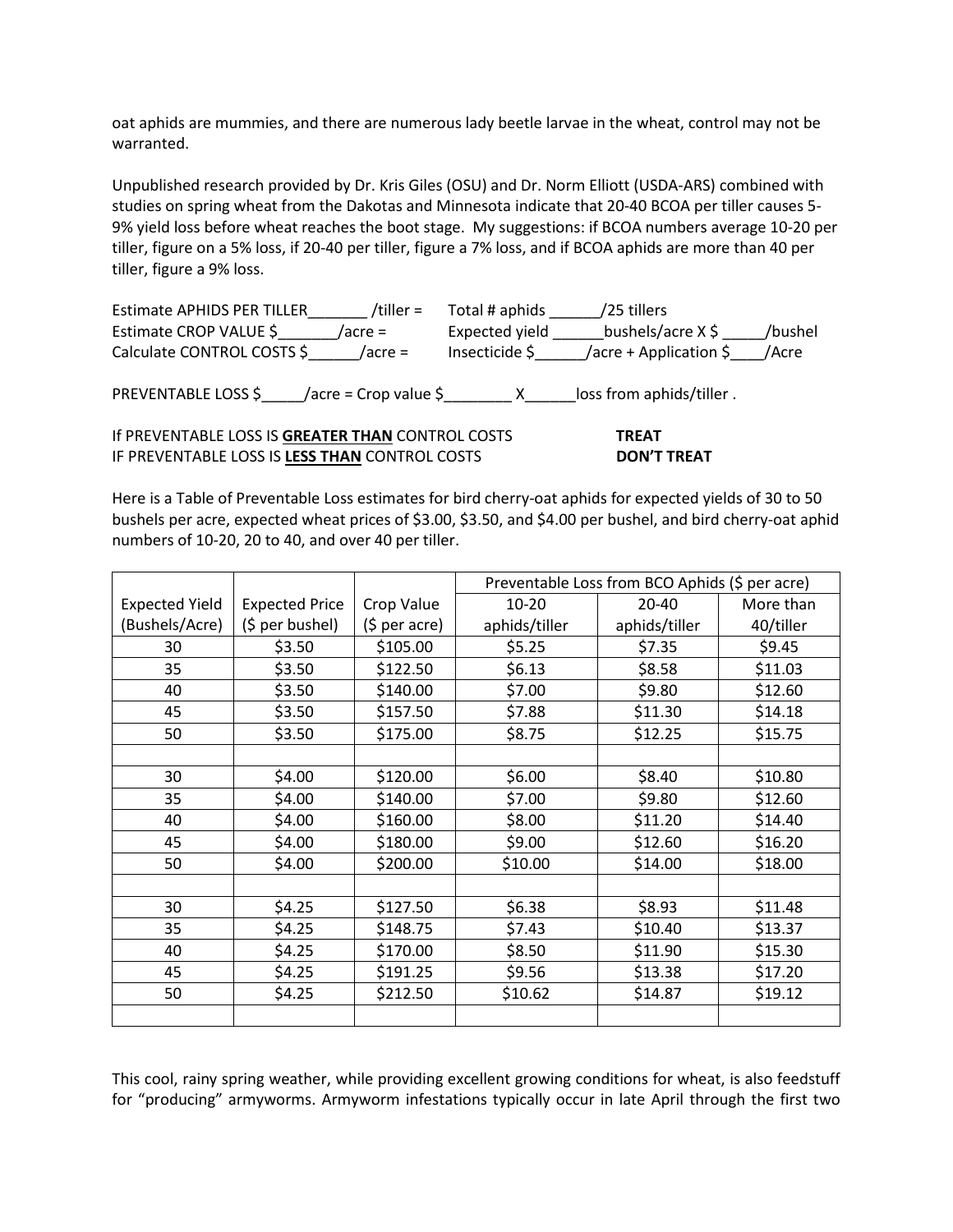oat aphids are mummies, and there are numerous lady beetle larvae in the wheat, control may not be warranted.

Unpublished research provided by Dr. Kris Giles (OSU) and Dr. Norm Elliott (USDA-ARS) combined with studies on spring wheat from the Dakotas and Minnesota indicate that 20-40 BCOA per tiller causes 5-9% yield loss before wheat reaches the boot stage. My suggestions: if BCOA numbers average 10-20 per tiller, figure on a 5% loss, if 20-40 per tiller, figure a 7% loss, and if BCOA aphids are more than 40 per tiller, figure a 9% loss.

Estimate APHIDS PER TILLER_______ /tiller = Total # aphids ______/25 tillers
Estimate CROP VALUE $_______/acre = Expected yield ______bushels/acre X $ _____/bushel
Calculate CONTROL COSTS $______/acre = Insecticide $______/acre + Application $____/Acre

PREVENTABLE LOSS $_____/acre = Crop value $________ X______loss from aphids/tiller .

If PREVENTABLE LOSS IS **GREATER THAN** CONTROL COSTS **TREAT**
IF PREVENTABLE LOSS IS **LESS THAN** CONTROL COSTS **DON'T TREAT**

Here is a Table of Preventable Loss estimates for bird cherry-oat aphids for expected yields of 30 to 50 bushels per acre, expected wheat prices of $3.00, $3.50, and $4.00 per bushel, and bird cherry-oat aphid numbers of 10-20, 20 to 40, and over 40 per tiller.

| | | | Preventable Loss from BCO Aphids ($ per acre) | | |
|---|---|---|---|---|---|
| Expected Yield (Bushels/Acre) | Expected Price ($ per bushel) | Crop Value ($ per acre) | 10-20 aphids/tiller | 20-40 aphids/tiller | More than 40/tiller |
| 30 | $3.50 | $105.00 | $5.25 | $7.35 | $9.45 |
| 35 | $3.50 | $122.50 | $6.13 | $8.58 | $11.03 |
| 40 | $3.50 | $140.00 | $7.00 | $9.80 | $12.60 |
| 45 | $3.50 | $157.50 | $7.88 | $11.30 | $14.18 |
| 50 | $3.50 | $175.00 | $8.75 | $12.25 | $15.75 |
| | | | | | |
| 30 | $4.00 | $120.00 | $6.00 | $8.40 | $10.80 |
| 35 | $4.00 | $140.00 | $7.00 | $9.80 | $12.60 |
| 40 | $4.00 | $160.00 | $8.00 | $11.20 | $14.40 |
| 45 | $4.00 | $180.00 | $9.00 | $12.60 | $16.20 |
| 50 | $4.00 | $200.00 | $10.00 | $14.00 | $18.00 |
| | | | | | |
| 30 | $4.25 | $127.50 | $6.38 | $8.93 | $11.48 |
| 35 | $4.25 | $148.75 | $7.43 | $10.40 | $13.37 |
| 40 | $4.25 | $170.00 | $8.50 | $11.90 | $15.30 |
| 45 | $4.25 | $191.25 | $9.56 | $13.38 | $17.20 |
| 50 | $4.25 | $212.50 | $10.62 | $14.87 | $19.12 |
| | | | | | |

This cool, rainy spring weather, while providing excellent growing conditions for wheat, is also feedstuff for "producing" armyworms. Armyworm infestations typically occur in late April through the first two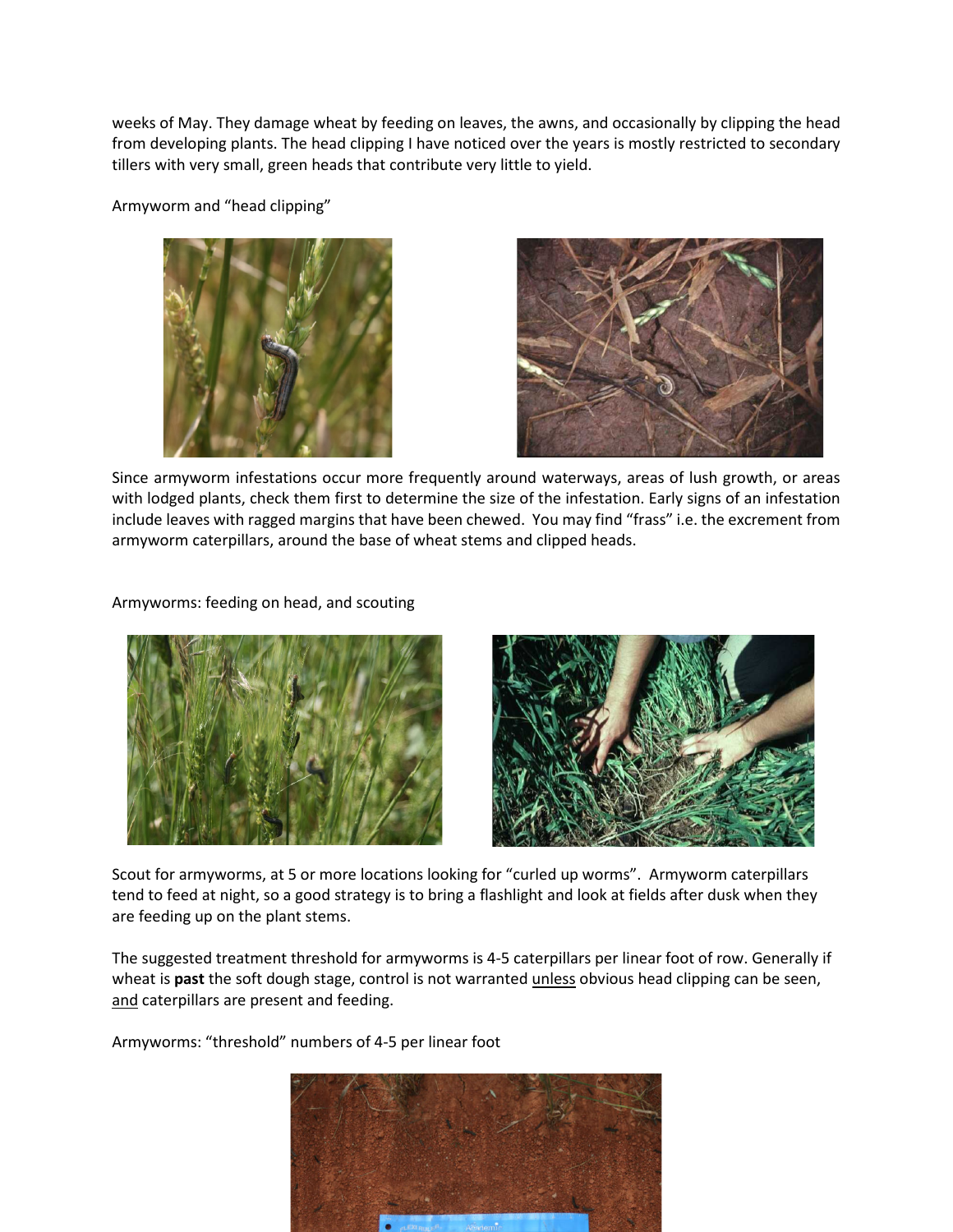weeks of May. They damage wheat by feeding on leaves, the awns, and occasionally by clipping the head from developing plants. The head clipping I have noticed over the years is mostly restricted to secondary tillers with very small, green heads that contribute very little to yield.

Armyworm and "head clipping"

Since armyworm infestations occur more frequently around waterways, areas of lush growth, or areas with lodged plants, check them first to determine the size of the infestation. Early signs of an infestation include leaves with ragged margins that have been chewed. You may find "frass" i.e. the excrement from armyworm caterpillars, around the base of wheat stems and clipped heads.

Armyworms: feeding on head, and scouting

Scout for armyworms, at 5 or more locations looking for "curled up worms". Armyworm caterpillars tend to feed at night, so a good strategy is to bring a flashlight and look at fields after dusk when they are feeding up on the plant stems.

The suggested treatment threshold for armyworms is 4-5 caterpillars per linear foot of row. Generally if wheat is **past** the soft dough stage, control is not warranted unless obvious head clipping can be seen, and caterpillars are present and feeding.

Armyworms: "threshold" numbers of 4-5 per linear foot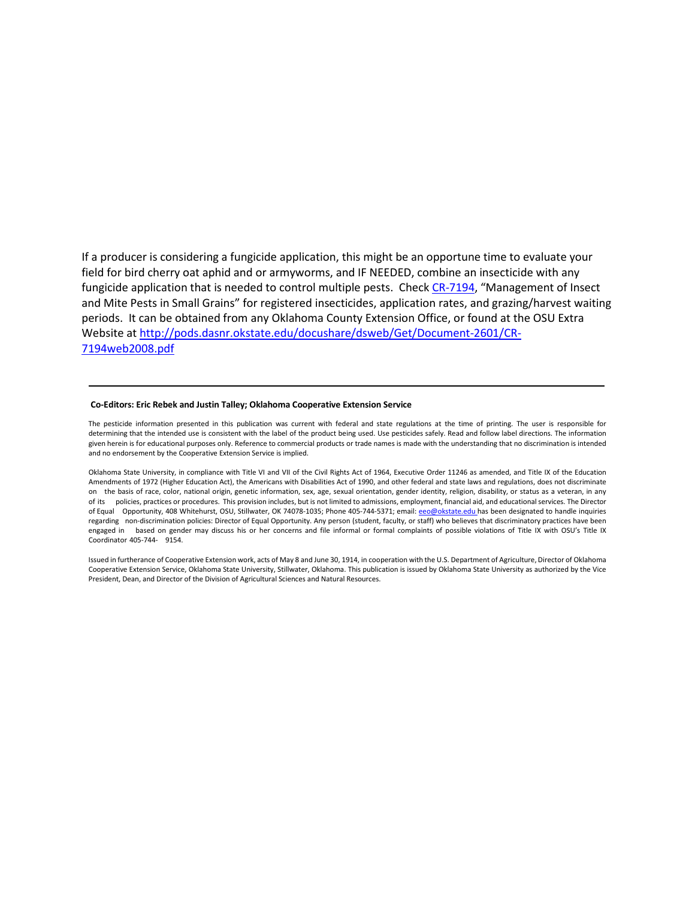If a producer is considering a fungicide application, this might be an opportune time to evaluate your field for bird cherry oat aphid and or armyworms, and IF NEEDED, combine an insecticide with any fungicide application that is needed to control multiple pests. Check CR-7194, "Management of Insect and Mite Pests in Small Grains" for registered insecticides, application rates, and grazing/harvest waiting periods. It can be obtained from any Oklahoma County Extension Office, or found at the OSU Extra Website at http://pods.dasnr.okstate.edu/docushare/dsweb/Get/Document-2601/CR-7194web2008.pdf

---

**Co-Editors: Eric Rebek and Justin Talley; Oklahoma Cooperative Extension Service**

The pesticide information presented in this publication was current with federal and state regulations at the time of printing. The user is responsible for determining that the intended use is consistent with the label of the product being used. Use pesticides safely. Read and follow label directions. The information given herein is for educational purposes only. Reference to commercial products or trade names is made with the understanding that no discrimination is intended and no endorsement by the Cooperative Extension Service is implied.

Oklahoma State University, in compliance with Title VI and VII of the Civil Rights Act of 1964, Executive Order 11246 as amended, and Title IX of the Education Amendments of 1972 (Higher Education Act), the Americans with Disabilities Act of 1990, and other federal and state laws and regulations, does not discriminate on the basis of race, color, national origin, genetic information, sex, age, sexual orientation, gender identity, religion, disability, or status as a veteran, in any of its policies, practices or procedures. This provision includes, but is not limited to admissions, employment, financial aid, and educational services. The Director of Equal Opportunity, 408 Whitehurst, OSU, Stillwater, OK 74078-1035; Phone 405-744-5371; email: eeo@okstate.edu has been designated to handle inquiries regarding non-discrimination policies: Director of Equal Opportunity. Any person (student, faculty, or staff) who believes that discriminatory practices have been engaged in based on gender may discuss his or her concerns and file informal or formal complaints of possible violations of Title IX with OSU's Title IX Coordinator 405-744- 9154.

Issued in furtherance of Cooperative Extension work, acts of May 8 and June 30, 1914, in cooperation with the U.S. Department of Agriculture, Director of Oklahoma Cooperative Extension Service, Oklahoma State University, Stillwater, Oklahoma. This publication is issued by Oklahoma State University as authorized by the Vice President, Dean, and Director of the Division of Agricultural Sciences and Natural Resources.